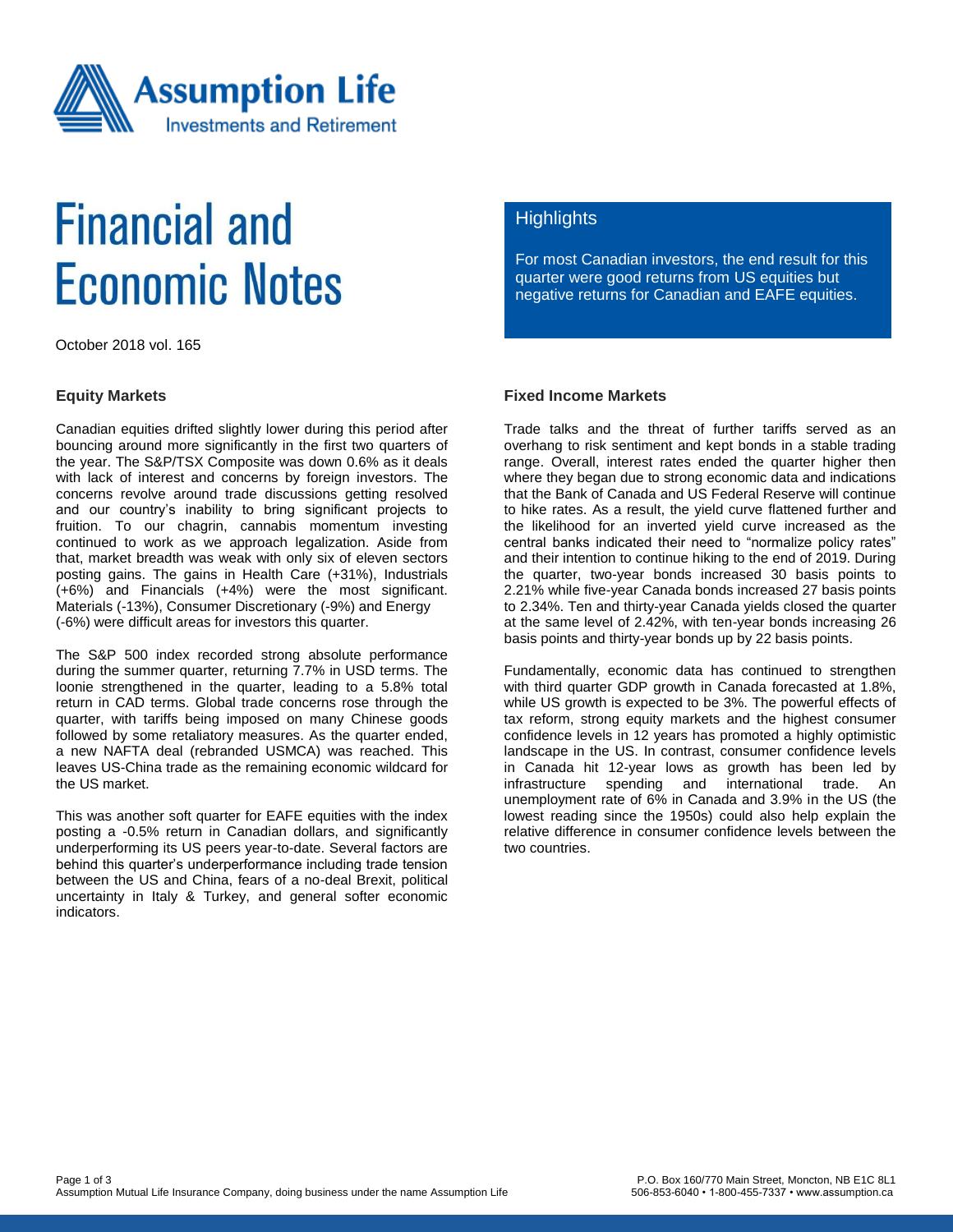# Financial and Economic Notes

October 2018 vol. 165

## Highlights

For most Canadian investors, the end result for this quarter were good returns from US equities but negative returns for Canadian and EAFE equities.

### Equity Markets

Canadian equities drifted slightly lower during this period after bouncing around more significantly in the first two quarters of the year. The S&P/TSX Composite was down 0.6% as it deals with lack of interest and concerns by foreign investors. The concerns revolve around trade discussions getting resolved and our country's inability to bring significant projects to fruition. To our chagrin, cannabis momentum investing continued to work as we approach legalization. Aside from that, market breadth was weak with only six of eleven sectors posting gains. The gains in Health Care (+31%), Industrials (+6%) and Financials (+4%) were the most significant. Materials (-13%), Consumer Discretionary (-9%) and Energy (-6%) were difficult areas for investors this quarter.

The S&P 500 index recorded strong absolute performance during the summer quarter, returning 7.7% in USD terms. The loonie strengthened in the quarter, leading to a 5.8% total return in CAD terms. Global trade concerns rose through the quarter, with tariffs being imposed on many Chinese goods followed by some retaliatory measures. As the quarter ended, a new NAFTA deal (rebranded USMCA) was reached. This leaves US-China trade as the remaining economic wildcard for the US market.

This was another soft quarter for EAFE equities with the index posting a -0.5% return in Canadian dollars, and significantly underperforming its US peers year-to-date. Several factors are behind this quarter's underperformance including trade tension between the US and China, fears of a no-deal Brexit, political uncertainty in Italy & Turkey, and general softer economic indicators.

### Fixed Income Markets

Trade talks and the threat of further tariffs served as an overhang to risk sentiment and kept bonds in a stable trading range. Overall, interest rates ended the quarter higher then where they began due to strong economic data and indications that the Bank of Canada and US Federal Reserve will continue to hike rates. As a result, the yield curve flattened further and the likelihood for an inverted yield curve increased as the central banks indicated their need to "normalize policy rates" and their intention to continue hiking to the end of 2019. During the quarter, two-year bonds increased 30 basis points to 2.21% while five-year Canada bonds increased 27 basis points to 2.34%. Ten and thirty-year Canada yields closed the quarter at the same level of 2.42%, with ten-year bonds increasing 26 basis points and thirty-year bonds up by 22 basis points.

Fundamentally, economic data has continued to strengthen with third quarter GDP growth in Canada forecasted at 1.8%, while US growth is expected to be 3%. The powerful effects of tax reform, strong equity markets and the highest consumer confidence levels in 12 years has promoted a highly optimistic landscape in the US. In contrast, consumer confidence levels in Canada hit 12-year lows as growth has been led by infrastructure spending and international trade. An unemployment rate of 6% in Canada and 3.9% in the US (the lowest reading since the 1950s) could also help explain the relative difference in consumer confidence levels between the two countries.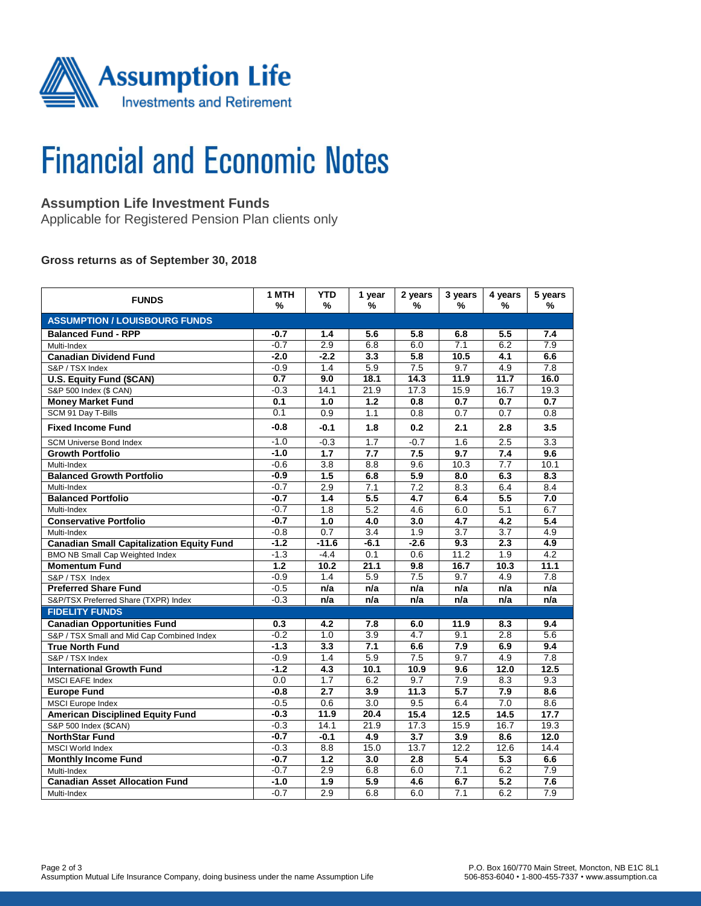# Financial and Economic Notes

## Assumption Life Investment Funds

Applicable for Registered Pension Plan clients only

### Gross returns as of September 30, 2018

| FUNDS | 1 MTH % | YTD % | 1 year % | 2 years % | 3 years % | 4 years % | 5 years % |
|---|---|---|---|---|---|---|---|
| **ASSUMPTION / LOUISBOURG FUNDS** | | | | | | | |
| **Balanced Fund - RPP** | **-0.7** | **1.4** | **5.6** | **5.8** | **6.8** | **5.5** | **7.4** |
| Multi-Index | -0.7 | 2.9 | 6.8 | 6.0 | 7.1 | 6.2 | 7.9 |
| **Canadian Dividend Fund** | **-2.0** | **-2.2** | **3.3** | **5.8** | **10.5** | **4.1** | **6.6** |
| S&P / TSX Index | -0.9 | 1.4 | 5.9 | 7.5 | 9.7 | 4.9 | 7.8 |
| **U.S. Equity Fund ($CAN)** | **0.7** | **9.0** | **18.1** | **14.3** | **11.9** | **11.7** | **16.0** |
| S&P 500 Index ($ CAN) | -0.3 | 14.1 | 21.9 | 17.3 | 15.9 | 16.7 | 19.3 |
| **Money Market Fund** | **0.1** | **1.0** | **1.2** | **0.8** | **0.7** | **0.7** | **0.7** |
| SCM 91 Day T-Bills | 0.1 | 0.9 | 1.1 | 0.8 | 0.7 | 0.7 | 0.8 |
| **Fixed Income Fund** | **-0.8** | **-0.1** | **1.8** | **0.2** | **2.1** | **2.8** | **3.5** |
| SCM Universe Bond Index | -1.0 | -0.3 | 1.7 | -0.7 | 1.6 | 2.5 | 3.3 |
| **Growth Portfolio** | **-1.0** | **1.7** | **7.7** | **7.5** | **9.7** | **7.4** | **9.6** |
| Multi-Index | -0.6 | 3.8 | 8.8 | 9.6 | 10.3 | 7.7 | 10.1 |
| **Balanced Growth Portfolio** | **-0.9** | **1.5** | **6.8** | **5.9** | **8.0** | **6.3** | **8.3** |
| Multi-Index | -0.7 | 2.9 | 7.1 | 7.2 | 8.3 | 6.4 | 8.4 |
| **Balanced Portfolio** | **-0.7** | **1.4** | **5.5** | **4.7** | **6.4** | **5.5** | **7.0** |
| Multi-Index | -0.7 | 1.8 | 5.2 | 4.6 | 6.0 | 5.1 | 6.7 |
| **Conservative Portfolio** | **-0.7** | **1.0** | **4.0** | **3.0** | **4.7** | **4.2** | **5.4** |
| Multi-Index | -0.8 | 0.7 | 3.4 | 1.9 | 3.7 | 3.7 | 4.9 |
| **Canadian Small Capitalization Equity Fund** | **-1.2** | **-11.6** | **-6.1** | **-2.6** | **9.3** | **2.3** | **4.9** |
| BMO NB Small Cap Weighted Index | -1.3 | -4.4 | 0.1 | 0.6 | 11.2 | 1.9 | 4.2 |
| **Momentum Fund** | **1.2** | **10.2** | **21.1** | **9.8** | **16.7** | **10.3** | **11.1** |
| S&P / TSX Index | -0.9 | 1.4 | 5.9 | 7.5 | 9.7 | 4.9 | 7.8 |
| **Preferred Share Fund** | -0.5 | **n/a** | **n/a** | **n/a** | **n/a** | **n/a** | **n/a** |
| S&P/TSX Preferred Share (TXPR) Index | -0.3 | **n/a** | **n/a** | **n/a** | **n/a** | **n/a** | **n/a** |
| **FIDELITY FUNDS** | | | | | | | |
| **Canadian Opportunities Fund** | **0.3** | **4.2** | **7.8** | **6.0** | **11.9** | **8.3** | **9.4** |
| S&P / TSX Small and Mid Cap Combined Index | -0.2 | 1.0 | 3.9 | 4.7 | 9.1 | 2.8 | 5.6 |
| **True North Fund** | **-1.3** | **3.3** | **7.1** | **6.6** | **7.9** | **6.9** | **9.4** |
| S&P / TSX Index | -0.9 | 1.4 | 5.9 | 7.5 | 9.7 | 4.9 | 7.8 |
| **International Growth Fund** | **-1.2** | **4.3** | **10.1** | **10.9** | **9.6** | **12.0** | **12.5** |
| MSCI EAFE Index | 0.0 | 1.7 | 6.2 | 9.7 | 7.9 | 8.3 | 9.3 |
| **Europe Fund** | **-0.8** | **2.7** | **3.9** | **11.3** | **5.7** | **7.9** | **8.6** |
| MSCI Europe Index | -0.5 | 0.6 | 3.0 | 9.5 | 6.4 | 7.0 | 8.6 |
| **American Disciplined Equity Fund** | **-0.3** | **11.9** | **20.4** | **15.4** | **12.5** | **14.5** | **17.7** |
| S&P 500 Index ($CAN) | -0.3 | 14.1 | 21.9 | 17.3 | 15.9 | 16.7 | 19.3 |
| **NorthStar Fund** | **-0.7** | **-0.1** | **4.9** | **3.7** | **3.9** | **8.6** | **12.0** |
| MSCI World Index | -0.3 | 8.8 | 15.0 | 13.7 | 12.2 | 12.6 | 14.4 |
| **Monthly Income Fund** | **-0.7** | **1.2** | **3.0** | **2.8** | **5.4** | **5.3** | **6.6** |
| Multi-Index | -0.7 | 2.9 | 6.8 | 6.0 | 7.1 | 6.2 | 7.9 |
| **Canadian Asset Allocation Fund** | **-1.0** | **1.9** | **5.9** | **4.6** | **6.7** | **5.2** | **7.6** |
| Multi-Index | -0.7 | 2.9 | 6.8 | 6.0 | 7.1 | 6.2 | 7.9 |

Assumption Mutual Life Insurance Company, doing business under the name Assumption Life

P.O. Box 160/770 Main Street, Moncton, NB E1C 8L1
506-853-6040 • 1-800-455-7337 • www.assumption.ca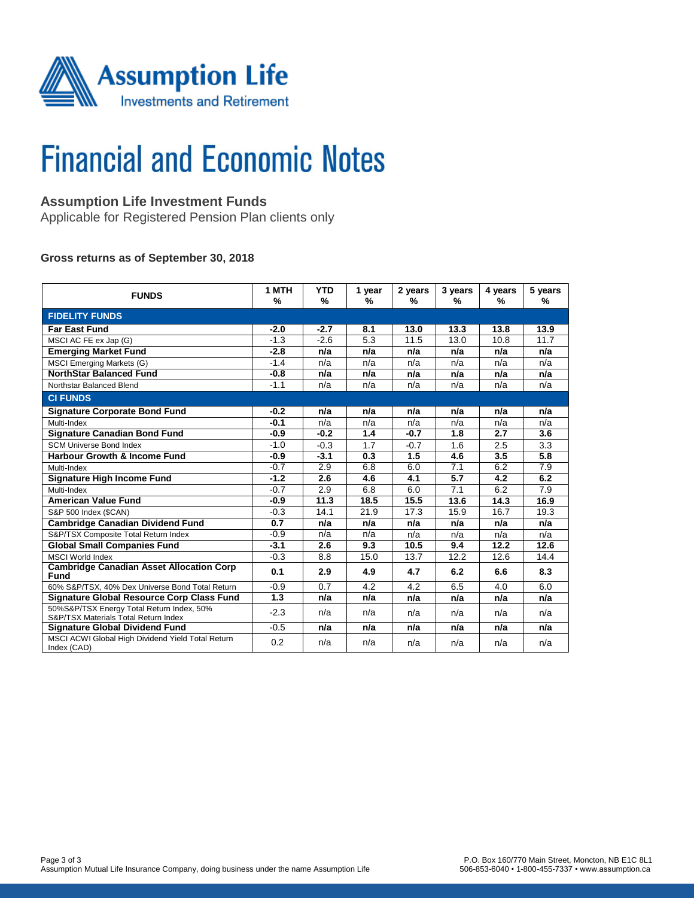Assumption Life
Investments and Retirement

# Financial and Economic Notes

## Assumption Life Investment Funds

Applicable for Registered Pension Plan clients only

### Gross returns as of September 30, 2018

| FUNDS | 1 MTH % | YTD % | 1 year % | 2 years % | 3 years % | 4 years % | 5 years % |
|---|---|---|---|---|---|---|---|
| **FIDELITY FUNDS** | | | | | | | |
| **Far East Fund** | **-2.0** | **-2.7** | **8.1** | **13.0** | **13.3** | **13.8** | **13.9** |
| MSCI AC FE ex Jap (G) | -1.3 | -2.6 | 5.3 | 11.5 | 13.0 | 10.8 | 11.7 |
| **Emerging Market Fund** | **-2.8** | **n/a** | **n/a** | **n/a** | **n/a** | **n/a** | **n/a** |
| MSCI Emerging Markets (G) | -1.4 | n/a | n/a | n/a | n/a | n/a | n/a |
| **NorthStar Balanced Fund** | **-0.8** | **n/a** | **n/a** | **n/a** | **n/a** | **n/a** | **n/a** |
| Northstar Balanced Blend | -1.1 | n/a | n/a | n/a | n/a | n/a | n/a |
| **CI FUNDS** | | | | | | | |
| **Signature Corporate Bond Fund** | **-0.2** | **n/a** | **n/a** | **n/a** | **n/a** | **n/a** | **n/a** |
| Multi-Index | -0.1 | n/a | n/a | n/a | n/a | n/a | n/a |
| **Signature Canadian Bond Fund** | **-0.9** | **-0.2** | **1.4** | **-0.7** | **1.8** | **2.7** | **3.6** |
| SCM Universe Bond Index | -1.0 | -0.3 | 1.7 | -0.7 | 1.6 | 2.5 | 3.3 |
| **Harbour Growth & Income Fund** | **-0.9** | **-3.1** | **0.3** | **1.5** | **4.6** | **3.5** | **5.8** |
| Multi-Index | -0.7 | 2.9 | 6.8 | 6.0 | 7.1 | 6.2 | 7.9 |
| **Signature High Income Fund** | **-1.2** | **2.6** | **4.6** | **4.1** | **5.7** | **4.2** | **6.2** |
| Multi-Index | -0.7 | 2.9 | 6.8 | 6.0 | 7.1 | 6.2 | 7.9 |
| **American Value Fund** | **-0.9** | **11.3** | **18.5** | **15.5** | **13.6** | **14.3** | **16.9** |
| S&P 500 Index ($CAN) | -0.3 | 14.1 | 21.9 | 17.3 | 15.9 | 16.7 | 19.3 |
| **Cambridge Canadian Dividend Fund** | **0.7** | **n/a** | **n/a** | **n/a** | **n/a** | **n/a** | **n/a** |
| S&P/TSX Composite Total Return Index | -0.9 | n/a | n/a | n/a | n/a | n/a | n/a |
| **Global Small Companies Fund** | **-3.1** | **2.6** | **9.3** | **10.5** | **9.4** | **12.2** | **12.6** |
| MSCI World Index | -0.3 | 8.8 | 15.0 | 13.7 | 12.2 | 12.6 | 14.4 |
| **Cambridge Canadian Asset Allocation Corp Fund** | **0.1** | **2.9** | **4.9** | **4.7** | **6.2** | **6.6** | **8.3** |
| 60% S&P/TSX, 40% Dex Universe Bond Total Return | -0.9 | 0.7 | 4.2 | 4.2 | 6.5 | 4.0 | 6.0 |
| **Signature Global Resource Corp Class Fund** | **1.3** | **n/a** | **n/a** | **n/a** | **n/a** | **n/a** | **n/a** |
| 50%S&P/TSX Energy Total Return Index, 50% S&P/TSX Materials Total Return Index | -2.3 | n/a | n/a | n/a | n/a | n/a | n/a |
| **Signature Global Dividend Fund** | -0.5 | **n/a** | **n/a** | **n/a** | **n/a** | **n/a** | **n/a** |
| MSCI ACWI Global High Dividend Yield Total Return Index (CAD) | 0.2 | n/a | n/a | n/a | n/a | n/a | n/a |

Assumption Mutual Life Insurance Company, doing business under the name Assumption Life

P.O. Box 160/770 Main Street, Moncton, NB E1C 8L1
506-853-6040 • 1-800-455-7337 • www.assumption.ca